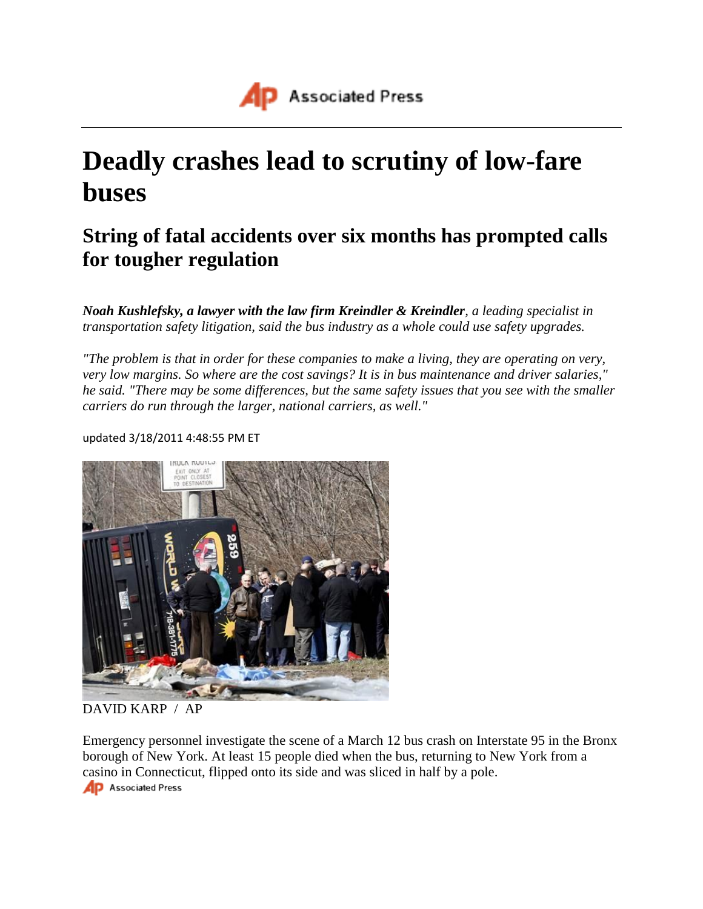# Deadly crashes lead to scrutiny of low-fare buses

## String of fatal accidents over six months has prompted calls for tougher regulation

***Noah Kushlefsky, a lawyer with the law firm Kreindler & Kreindler**, a leading specialist in transportation safety litigation, said the bus industry as a whole could use safety upgrades.*

*"The problem is that in order for these companies to make a living, they are operating on very, very low margins. So where are the cost savings? It is in bus maintenance and driver salaries," he said. "There may be some differences, but the same safety issues that you see with the smaller carriers do run through the larger, national carriers, as well."*

updated 3/18/2011 4:48:55 PM ET

DAVID KARP / AP

Emergency personnel investigate the scene of a March 12 bus crash on Interstate 95 in the Bronx borough of New York. At least 15 people died when the bus, returning to New York from a casino in Connecticut, flipped onto its side and was sliced in half by a pole.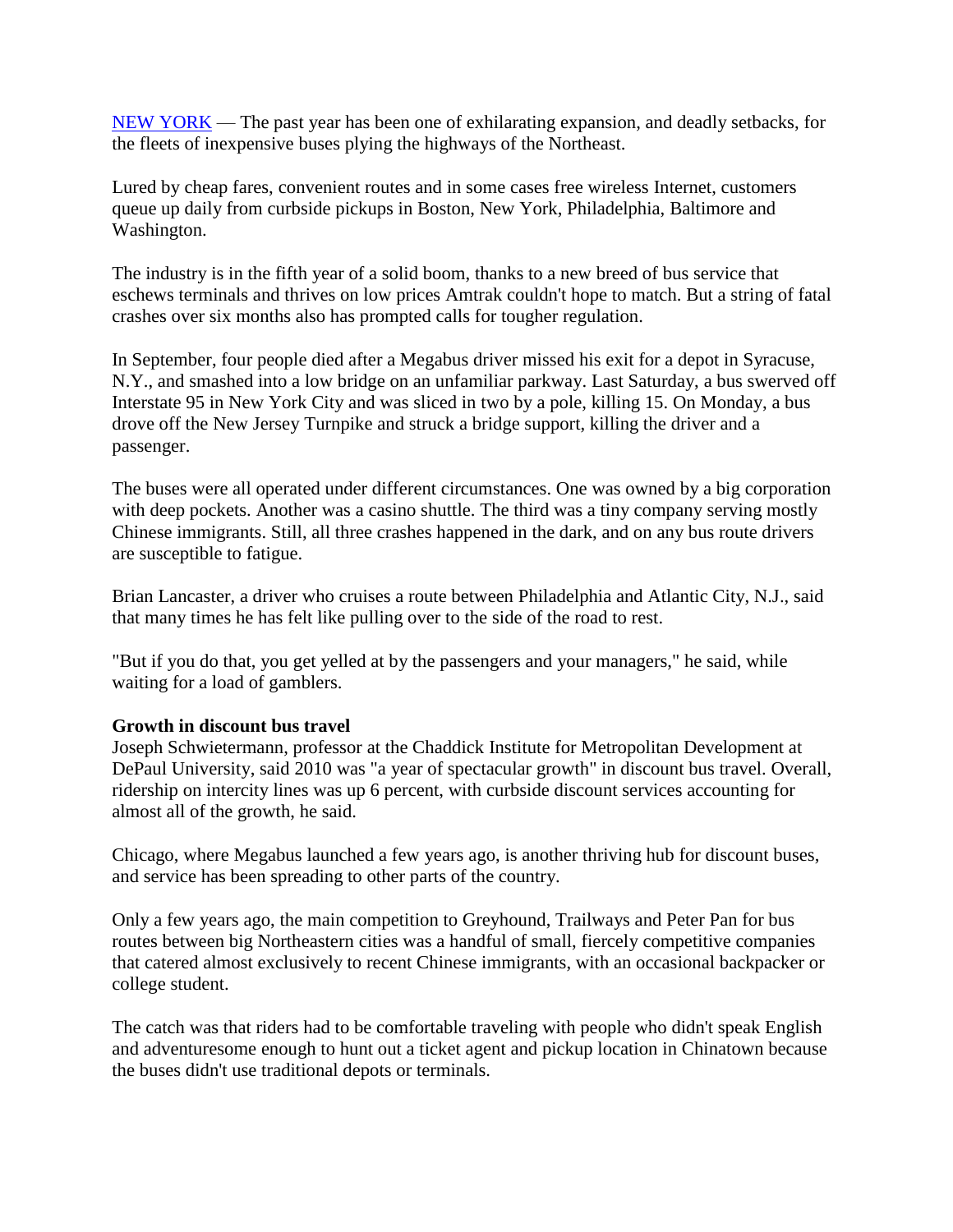NEW YORK — The past year has been one of exhilarating expansion, and deadly setbacks, for the fleets of inexpensive buses plying the highways of the Northeast.

Lured by cheap fares, convenient routes and in some cases free wireless Internet, customers queue up daily from curbside pickups in Boston, New York, Philadelphia, Baltimore and Washington.

The industry is in the fifth year of a solid boom, thanks to a new breed of bus service that eschews terminals and thrives on low prices Amtrak couldn't hope to match. But a string of fatal crashes over six months also has prompted calls for tougher regulation.

In September, four people died after a Megabus driver missed his exit for a depot in Syracuse, N.Y., and smashed into a low bridge on an unfamiliar parkway. Last Saturday, a bus swerved off Interstate 95 in New York City and was sliced in two by a pole, killing 15. On Monday, a bus drove off the New Jersey Turnpike and struck a bridge support, killing the driver and a passenger.

The buses were all operated under different circumstances. One was owned by a big corporation with deep pockets. Another was a casino shuttle. The third was a tiny company serving mostly Chinese immigrants. Still, all three crashes happened in the dark, and on any bus route drivers are susceptible to fatigue.

Brian Lancaster, a driver who cruises a route between Philadelphia and Atlantic City, N.J., said that many times he has felt like pulling over to the side of the road to rest.

"But if you do that, you get yelled at by the passengers and your managers," he said, while waiting for a load of gamblers.

**Growth in discount bus travel**

Joseph Schwietermann, professor at the Chaddick Institute for Metropolitan Development at DePaul University, said 2010 was "a year of spectacular growth" in discount bus travel. Overall, ridership on intercity lines was up 6 percent, with curbside discount services accounting for almost all of the growth, he said.

Chicago, where Megabus launched a few years ago, is another thriving hub for discount buses, and service has been spreading to other parts of the country.

Only a few years ago, the main competition to Greyhound, Trailways and Peter Pan for bus routes between big Northeastern cities was a handful of small, fiercely competitive companies that catered almost exclusively to recent Chinese immigrants, with an occasional backpacker or college student.

The catch was that riders had to be comfortable traveling with people who didn't speak English and adventuresome enough to hunt out a ticket agent and pickup location in Chinatown because the buses didn't use traditional depots or terminals.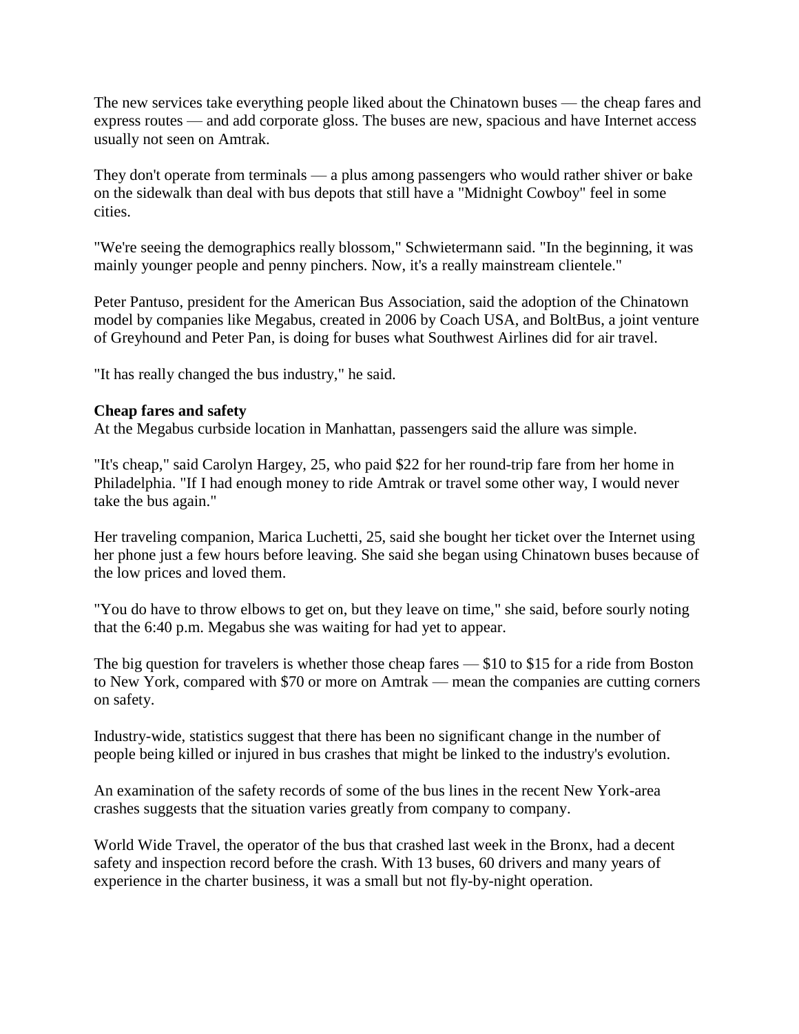The new services take everything people liked about the Chinatown buses — the cheap fares and express routes — and add corporate gloss. The buses are new, spacious and have Internet access usually not seen on Amtrak.

They don't operate from terminals — a plus among passengers who would rather shiver or bake on the sidewalk than deal with bus depots that still have a "Midnight Cowboy" feel in some cities.

"We're seeing the demographics really blossom," Schwietermann said. "In the beginning, it was mainly younger people and penny pinchers. Now, it's a really mainstream clientele."

Peter Pantuso, president for the American Bus Association, said the adoption of the Chinatown model by companies like Megabus, created in 2006 by Coach USA, and BoltBus, a joint venture of Greyhound and Peter Pan, is doing for buses what Southwest Airlines did for air travel.

"It has really changed the bus industry," he said.

**Cheap fares and safety**

At the Megabus curbside location in Manhattan, passengers said the allure was simple.

"It's cheap," said Carolyn Hargey, 25, who paid $22 for her round-trip fare from her home in Philadelphia. "If I had enough money to ride Amtrak or travel some other way, I would never take the bus again."

Her traveling companion, Marica Luchetti, 25, said she bought her ticket over the Internet using her phone just a few hours before leaving. She said she began using Chinatown buses because of the low prices and loved them.

"You do have to throw elbows to get on, but they leave on time," she said, before sourly noting that the 6:40 p.m. Megabus she was waiting for had yet to appear.

The big question for travelers is whether those cheap fares — $10 to $15 for a ride from Boston to New York, compared with $70 or more on Amtrak — mean the companies are cutting corners on safety.

Industry-wide, statistics suggest that there has been no significant change in the number of people being killed or injured in bus crashes that might be linked to the industry's evolution.

An examination of the safety records of some of the bus lines in the recent New York-area crashes suggests that the situation varies greatly from company to company.

World Wide Travel, the operator of the bus that crashed last week in the Bronx, had a decent safety and inspection record before the crash. With 13 buses, 60 drivers and many years of experience in the charter business, it was a small but not fly-by-night operation.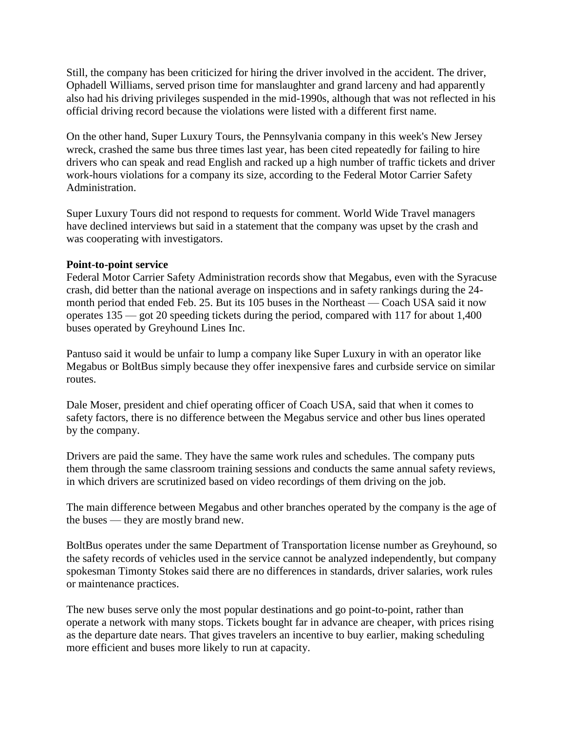Still, the company has been criticized for hiring the driver involved in the accident. The driver, Ophadell Williams, served prison time for manslaughter and grand larceny and had apparently also had his driving privileges suspended in the mid-1990s, although that was not reflected in his official driving record because the violations were listed with a different first name.

On the other hand, Super Luxury Tours, the Pennsylvania company in this week's New Jersey wreck, crashed the same bus three times last year, has been cited repeatedly for failing to hire drivers who can speak and read English and racked up a high number of traffic tickets and driver work-hours violations for a company its size, according to the Federal Motor Carrier Safety Administration.

Super Luxury Tours did not respond to requests for comment. World Wide Travel managers have declined interviews but said in a statement that the company was upset by the crash and was cooperating with investigators.

**Point-to-point service**

Federal Motor Carrier Safety Administration records show that Megabus, even with the Syracuse crash, did better than the national average on inspections and in safety rankings during the 24-month period that ended Feb. 25. But its 105 buses in the Northeast — Coach USA said it now operates 135 — got 20 speeding tickets during the period, compared with 117 for about 1,400 buses operated by Greyhound Lines Inc.

Pantuso said it would be unfair to lump a company like Super Luxury in with an operator like Megabus or BoltBus simply because they offer inexpensive fares and curbside service on similar routes.

Dale Moser, president and chief operating officer of Coach USA, said that when it comes to safety factors, there is no difference between the Megabus service and other bus lines operated by the company.

Drivers are paid the same. They have the same work rules and schedules. The company puts them through the same classroom training sessions and conducts the same annual safety reviews, in which drivers are scrutinized based on video recordings of them driving on the job.

The main difference between Megabus and other branches operated by the company is the age of the buses — they are mostly brand new.

BoltBus operates under the same Department of Transportation license number as Greyhound, so the safety records of vehicles used in the service cannot be analyzed independently, but company spokesman Timonty Stokes said there are no differences in standards, driver salaries, work rules or maintenance practices.

The new buses serve only the most popular destinations and go point-to-point, rather than operate a network with many stops. Tickets bought far in advance are cheaper, with prices rising as the departure date nears. That gives travelers an incentive to buy earlier, making scheduling more efficient and buses more likely to run at capacity.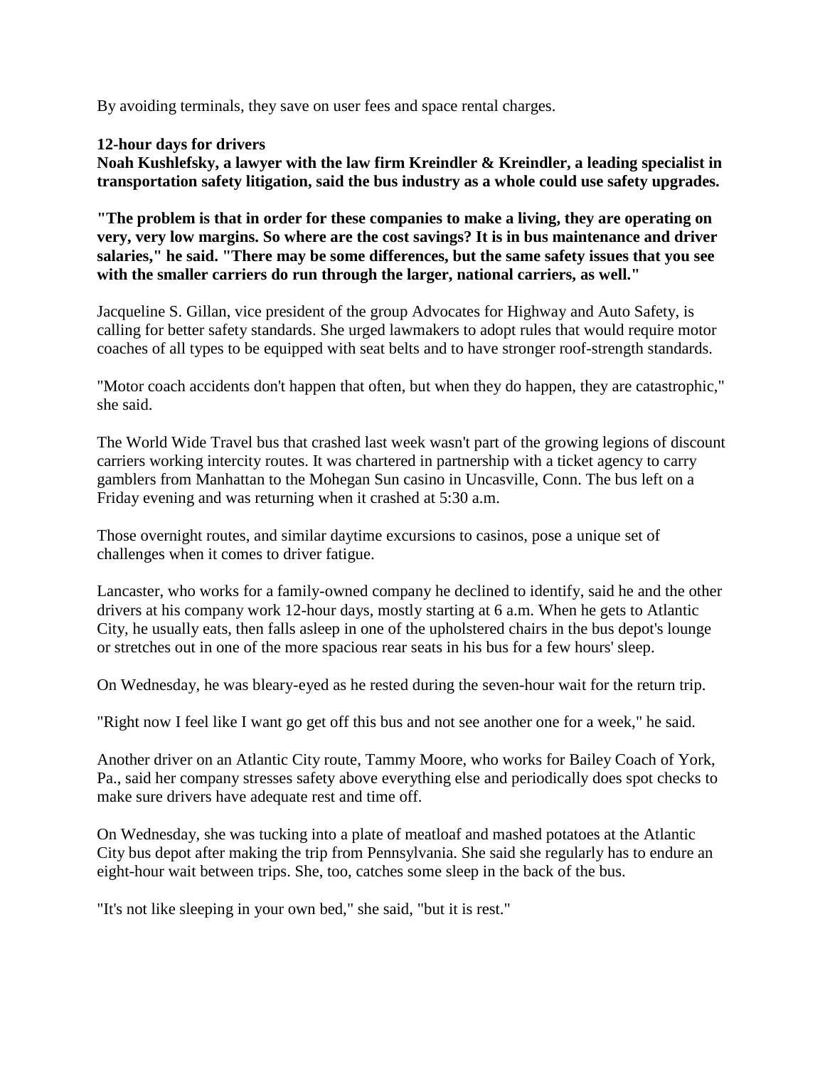By avoiding terminals, they save on user fees and space rental charges.

**12-hour days for drivers**
**Noah Kushlefsky, a lawyer with the law firm Kreindler & Kreindler, a leading specialist in transportation safety litigation, said the bus industry as a whole could use safety upgrades.**

**"The problem is that in order for these companies to make a living, they are operating on very, very low margins. So where are the cost savings? It is in bus maintenance and driver salaries," he said. "There may be some differences, but the same safety issues that you see with the smaller carriers do run through the larger, national carriers, as well."**

Jacqueline S. Gillan, vice president of the group Advocates for Highway and Auto Safety, is calling for better safety standards. She urged lawmakers to adopt rules that would require motor coaches of all types to be equipped with seat belts and to have stronger roof-strength standards.

"Motor coach accidents don't happen that often, but when they do happen, they are catastrophic," she said.

The World Wide Travel bus that crashed last week wasn't part of the growing legions of discount carriers working intercity routes. It was chartered in partnership with a ticket agency to carry gamblers from Manhattan to the Mohegan Sun casino in Uncasville, Conn. The bus left on a Friday evening and was returning when it crashed at 5:30 a.m.

Those overnight routes, and similar daytime excursions to casinos, pose a unique set of challenges when it comes to driver fatigue.

Lancaster, who works for a family-owned company he declined to identify, said he and the other drivers at his company work 12-hour days, mostly starting at 6 a.m. When he gets to Atlantic City, he usually eats, then falls asleep in one of the upholstered chairs in the bus depot's lounge or stretches out in one of the more spacious rear seats in his bus for a few hours' sleep.

On Wednesday, he was bleary-eyed as he rested during the seven-hour wait for the return trip.

"Right now I feel like I want go get off this bus and not see another one for a week," he said.

Another driver on an Atlantic City route, Tammy Moore, who works for Bailey Coach of York, Pa., said her company stresses safety above everything else and periodically does spot checks to make sure drivers have adequate rest and time off.

On Wednesday, she was tucking into a plate of meatloaf and mashed potatoes at the Atlantic City bus depot after making the trip from Pennsylvania. She said she regularly has to endure an eight-hour wait between trips. She, too, catches some sleep in the back of the bus.

"It's not like sleeping in your own bed," she said, "but it is rest."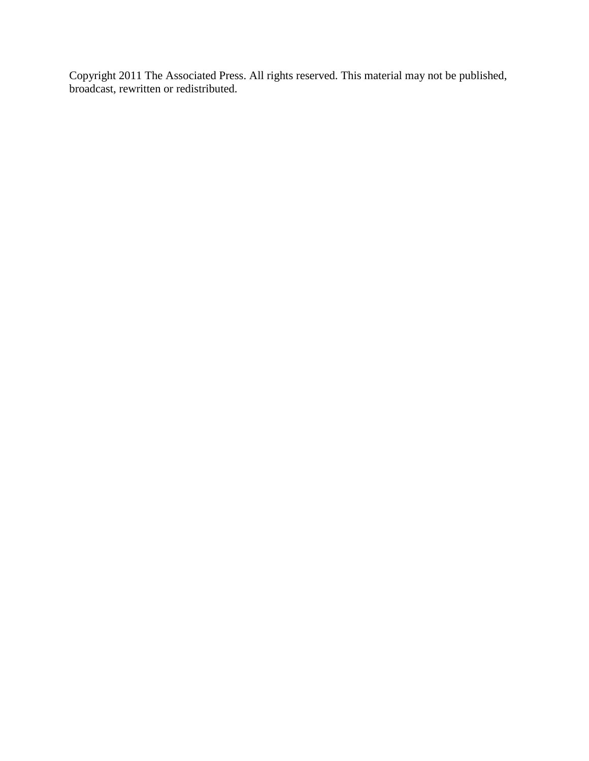Copyright 2011 The Associated Press. All rights reserved. This material may not be published, broadcast, rewritten or redistributed.